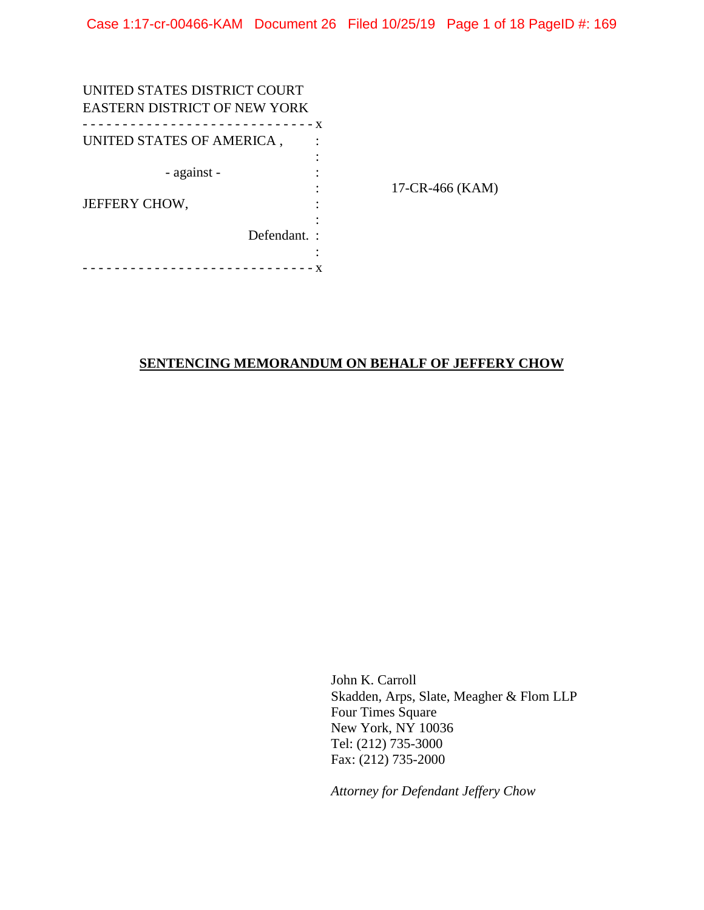UNITED STATES DISTRICT COURT
EASTERN DISTRICT OF NEW YORK

```
- - - - - - - - - - - - - - - - - - - - - - - - - - - - - x
UNITED STATES OF AMERICA ,          :
                                    :
            - against -             :
                                    :        17-CR-466 (KAM)
JEFFERY CHOW,                       :
                                    :
                        Defendant.  :
                                    :
- - - - - - - - - - - - - - - - - - - - - - - - - - - - - x
```

**SENTENCING MEMORANDUM ON BEHALF OF JEFFERY CHOW**

John K. Carroll
Skadden, Arps, Slate, Meagher & Flom LLP
Four Times Square
New York, NY 10036
Tel: (212) 735-3000
Fax: (212) 735-2000

*Attorney for Defendant Jeffery Chow*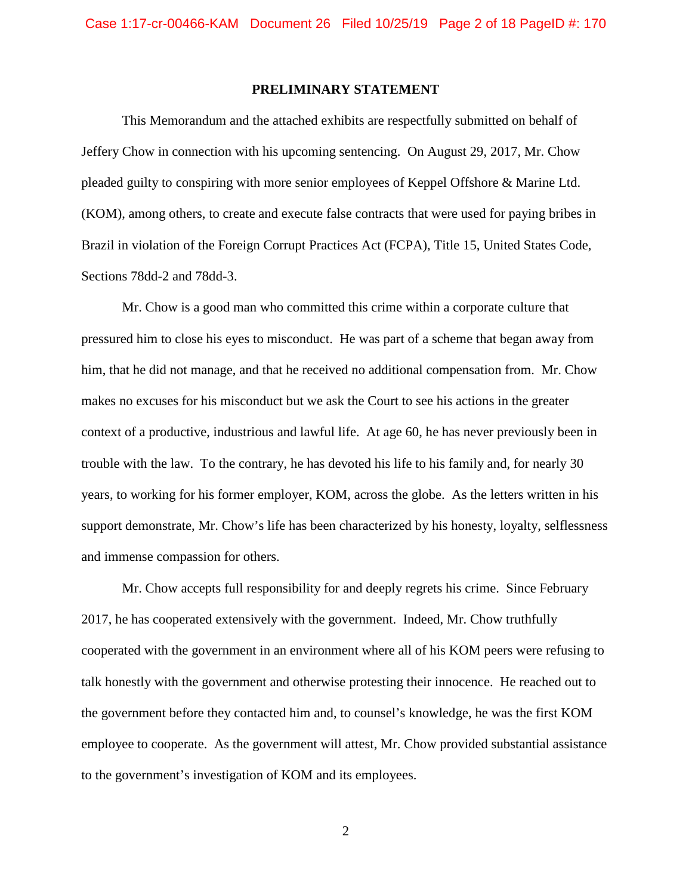## PRELIMINARY STATEMENT

This Memorandum and the attached exhibits are respectfully submitted on behalf of Jeffery Chow in connection with his upcoming sentencing. On August 29, 2017, Mr. Chow pleaded guilty to conspiring with more senior employees of Keppel Offshore & Marine Ltd. (KOM), among others, to create and execute false contracts that were used for paying bribes in Brazil in violation of the Foreign Corrupt Practices Act (FCPA), Title 15, United States Code, Sections 78dd-2 and 78dd-3.

Mr. Chow is a good man who committed this crime within a corporate culture that pressured him to close his eyes to misconduct. He was part of a scheme that began away from him, that he did not manage, and that he received no additional compensation from. Mr. Chow makes no excuses for his misconduct but we ask the Court to see his actions in the greater context of a productive, industrious and lawful life. At age 60, he has never previously been in trouble with the law. To the contrary, he has devoted his life to his family and, for nearly 30 years, to working for his former employer, KOM, across the globe. As the letters written in his support demonstrate, Mr. Chow's life has been characterized by his honesty, loyalty, selflessness and immense compassion for others.

Mr. Chow accepts full responsibility for and deeply regrets his crime. Since February 2017, he has cooperated extensively with the government. Indeed, Mr. Chow truthfully cooperated with the government in an environment where all of his KOM peers were refusing to talk honestly with the government and otherwise protesting their innocence. He reached out to the government before they contacted him and, to counsel's knowledge, he was the first KOM employee to cooperate. As the government will attest, Mr. Chow provided substantial assistance to the government's investigation of KOM and its employees.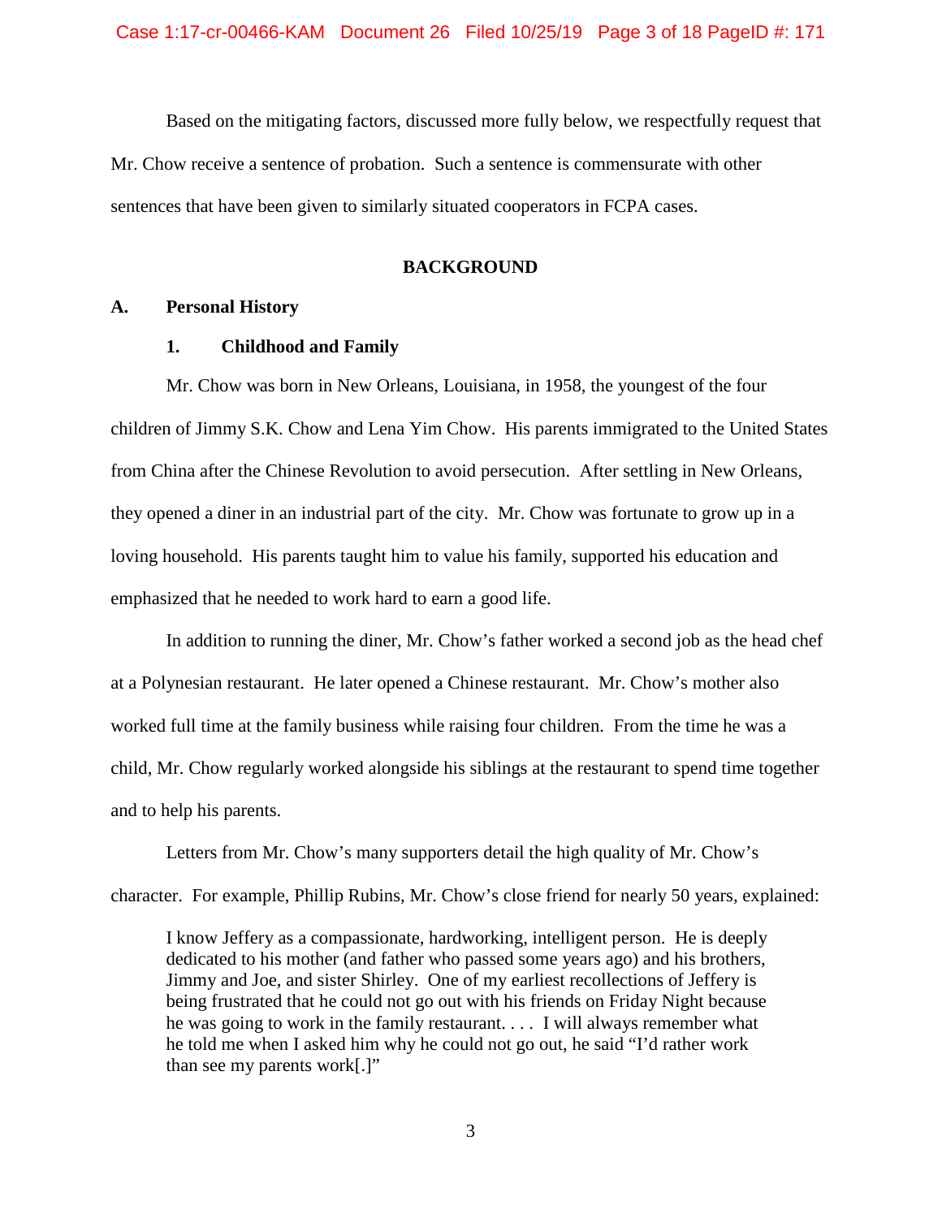Based on the mitigating factors, discussed more fully below, we respectfully request that Mr. Chow receive a sentence of probation. Such a sentence is commensurate with other sentences that have been given to similarly situated cooperators in FCPA cases.

## BACKGROUND

### A. Personal History

#### 1. Childhood and Family

Mr. Chow was born in New Orleans, Louisiana, in 1958, the youngest of the four children of Jimmy S.K. Chow and Lena Yim Chow. His parents immigrated to the United States from China after the Chinese Revolution to avoid persecution. After settling in New Orleans, they opened a diner in an industrial part of the city. Mr. Chow was fortunate to grow up in a loving household. His parents taught him to value his family, supported his education and emphasized that he needed to work hard to earn a good life.

In addition to running the diner, Mr. Chow's father worked a second job as the head chef at a Polynesian restaurant. He later opened a Chinese restaurant. Mr. Chow's mother also worked full time at the family business while raising four children. From the time he was a child, Mr. Chow regularly worked alongside his siblings at the restaurant to spend time together and to help his parents.

Letters from Mr. Chow's many supporters detail the high quality of Mr. Chow's character. For example, Phillip Rubins, Mr. Chow's close friend for nearly 50 years, explained:

> I know Jeffery as a compassionate, hardworking, intelligent person. He is deeply dedicated to his mother (and father who passed some years ago) and his brothers, Jimmy and Joe, and sister Shirley. One of my earliest recollections of Jeffery is being frustrated that he could not go out with his friends on Friday Night because he was going to work in the family restaurant. . . . I will always remember what he told me when I asked him why he could not go out, he said "I'd rather work than see my parents work[.]"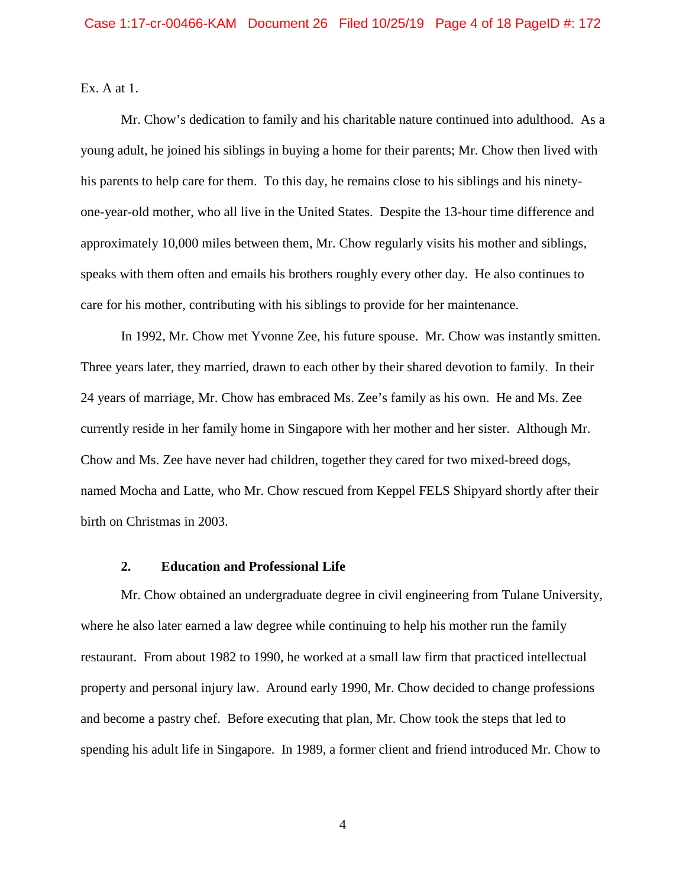Ex. A at 1.

Mr. Chow's dedication to family and his charitable nature continued into adulthood. As a young adult, he joined his siblings in buying a home for their parents; Mr. Chow then lived with his parents to help care for them. To this day, he remains close to his siblings and his ninety-one-year-old mother, who all live in the United States. Despite the 13-hour time difference and approximately 10,000 miles between them, Mr. Chow regularly visits his mother and siblings, speaks with them often and emails his brothers roughly every other day. He also continues to care for his mother, contributing with his siblings to provide for her maintenance.

In 1992, Mr. Chow met Yvonne Zee, his future spouse. Mr. Chow was instantly smitten. Three years later, they married, drawn to each other by their shared devotion to family. In their 24 years of marriage, Mr. Chow has embraced Ms. Zee's family as his own. He and Ms. Zee currently reside in her family home in Singapore with her mother and her sister. Although Mr. Chow and Ms. Zee have never had children, together they cared for two mixed-breed dogs, named Mocha and Latte, who Mr. Chow rescued from Keppel FELS Shipyard shortly after their birth on Christmas in 2003.

### 2. Education and Professional Life

Mr. Chow obtained an undergraduate degree in civil engineering from Tulane University, where he also later earned a law degree while continuing to help his mother run the family restaurant. From about 1982 to 1990, he worked at a small law firm that practiced intellectual property and personal injury law. Around early 1990, Mr. Chow decided to change professions and become a pastry chef. Before executing that plan, Mr. Chow took the steps that led to spending his adult life in Singapore. In 1989, a former client and friend introduced Mr. Chow to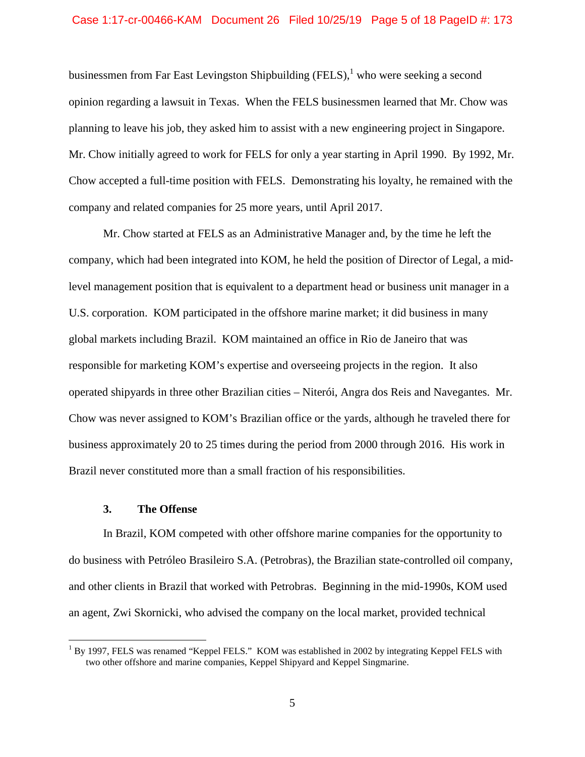businessmen from Far East Levingston Shipbuilding (FELS),[1] who were seeking a second opinion regarding a lawsuit in Texas. When the FELS businessmen learned that Mr. Chow was planning to leave his job, they asked him to assist with a new engineering project in Singapore. Mr. Chow initially agreed to work for FELS for only a year starting in April 1990. By 1992, Mr. Chow accepted a full-time position with FELS. Demonstrating his loyalty, he remained with the company and related companies for 25 more years, until April 2017.

Mr. Chow started at FELS as an Administrative Manager and, by the time he left the company, which had been integrated into KOM, he held the position of Director of Legal, a mid-level management position that is equivalent to a department head or business unit manager in a U.S. corporation. KOM participated in the offshore marine market; it did business in many global markets including Brazil. KOM maintained an office in Rio de Janeiro that was responsible for marketing KOM's expertise and overseeing projects in the region. It also operated shipyards in three other Brazilian cities – Niterói, Angra dos Reis and Navegantes. Mr. Chow was never assigned to KOM's Brazilian office or the yards, although he traveled there for business approximately 20 to 25 times during the period from 2000 through 2016. His work in Brazil never constituted more than a small fraction of his responsibilities.

### 3. The Offense

In Brazil, KOM competed with other offshore marine companies for the opportunity to do business with Petróleo Brasileiro S.A. (Petrobras), the Brazilian state-controlled oil company, and other clients in Brazil that worked with Petrobras. Beginning in the mid-1990s, KOM used an agent, Zwi Skornicki, who advised the company on the local market, provided technical

[1] By 1997, FELS was renamed "Keppel FELS." KOM was established in 2002 by integrating Keppel FELS with two other offshore and marine companies, Keppel Shipyard and Keppel Singmarine.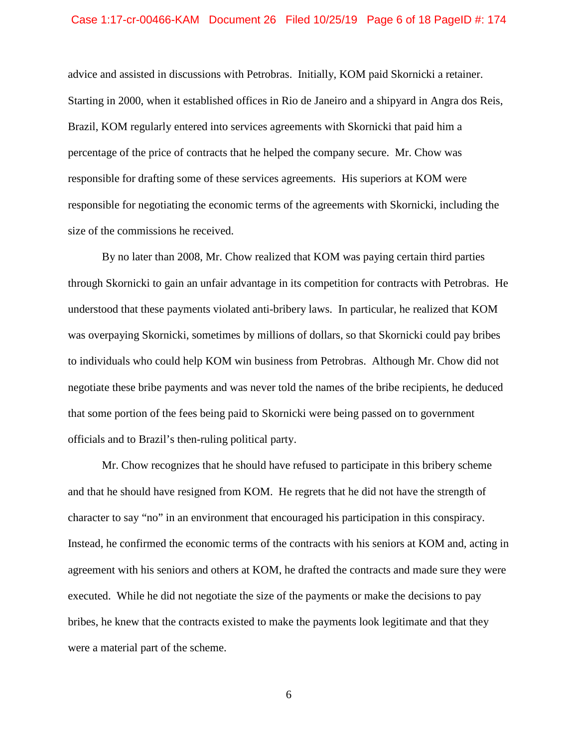advice and assisted in discussions with Petrobras. Initially, KOM paid Skornicki a retainer. Starting in 2000, when it established offices in Rio de Janeiro and a shipyard in Angra dos Reis, Brazil, KOM regularly entered into services agreements with Skornicki that paid him a percentage of the price of contracts that he helped the company secure. Mr. Chow was responsible for drafting some of these services agreements. His superiors at KOM were responsible for negotiating the economic terms of the agreements with Skornicki, including the size of the commissions he received.

By no later than 2008, Mr. Chow realized that KOM was paying certain third parties through Skornicki to gain an unfair advantage in its competition for contracts with Petrobras. He understood that these payments violated anti-bribery laws. In particular, he realized that KOM was overpaying Skornicki, sometimes by millions of dollars, so that Skornicki could pay bribes to individuals who could help KOM win business from Petrobras. Although Mr. Chow did not negotiate these bribe payments and was never told the names of the bribe recipients, he deduced that some portion of the fees being paid to Skornicki were being passed on to government officials and to Brazil's then-ruling political party.

Mr. Chow recognizes that he should have refused to participate in this bribery scheme and that he should have resigned from KOM. He regrets that he did not have the strength of character to say "no" in an environment that encouraged his participation in this conspiracy. Instead, he confirmed the economic terms of the contracts with his seniors at KOM and, acting in agreement with his seniors and others at KOM, he drafted the contracts and made sure they were executed. While he did not negotiate the size of the payments or make the decisions to pay bribes, he knew that the contracts existed to make the payments look legitimate and that they were a material part of the scheme.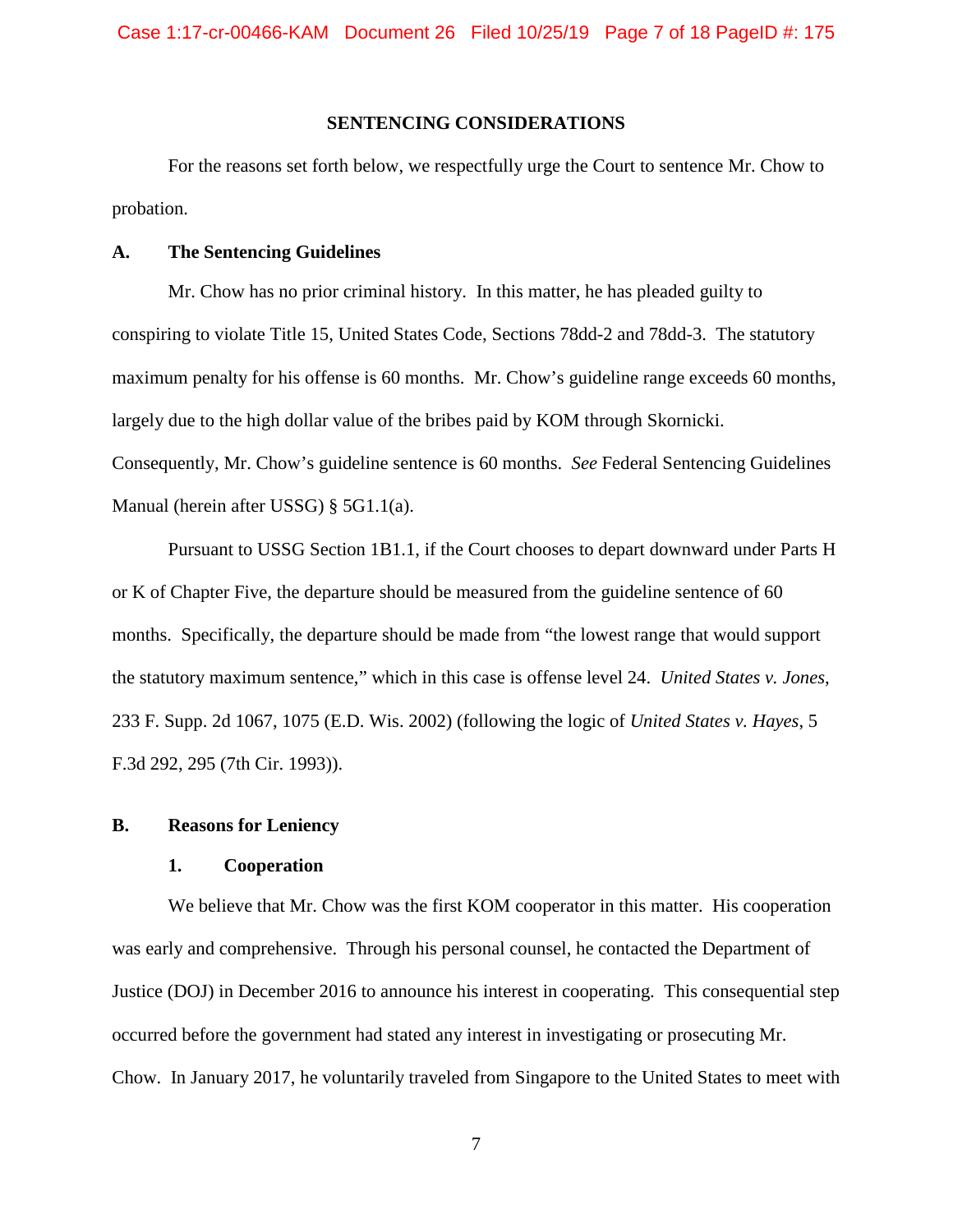**SENTENCING CONSIDERATIONS**

For the reasons set forth below, we respectfully urge the Court to sentence Mr. Chow to probation.

**A. The Sentencing Guidelines**

Mr. Chow has no prior criminal history. In this matter, he has pleaded guilty to conspiring to violate Title 15, United States Code, Sections 78dd-2 and 78dd-3. The statutory maximum penalty for his offense is 60 months. Mr. Chow's guideline range exceeds 60 months, largely due to the high dollar value of the bribes paid by KOM through Skornicki. Consequently, Mr. Chow's guideline sentence is 60 months. *See* Federal Sentencing Guidelines Manual (herein after USSG) § 5G1.1(a).

Pursuant to USSG Section 1B1.1, if the Court chooses to depart downward under Parts H or K of Chapter Five, the departure should be measured from the guideline sentence of 60 months. Specifically, the departure should be made from "the lowest range that would support the statutory maximum sentence," which in this case is offense level 24. *United States v. Jones*, 233 F. Supp. 2d 1067, 1075 (E.D. Wis. 2002) (following the logic of *United States v. Hayes*, 5 F.3d 292, 295 (7th Cir. 1993)).

**B. Reasons for Leniency**

**1. Cooperation**

We believe that Mr. Chow was the first KOM cooperator in this matter. His cooperation was early and comprehensive. Through his personal counsel, he contacted the Department of Justice (DOJ) in December 2016 to announce his interest in cooperating. This consequential step occurred before the government had stated any interest in investigating or prosecuting Mr. Chow. In January 2017, he voluntarily traveled from Singapore to the United States to meet with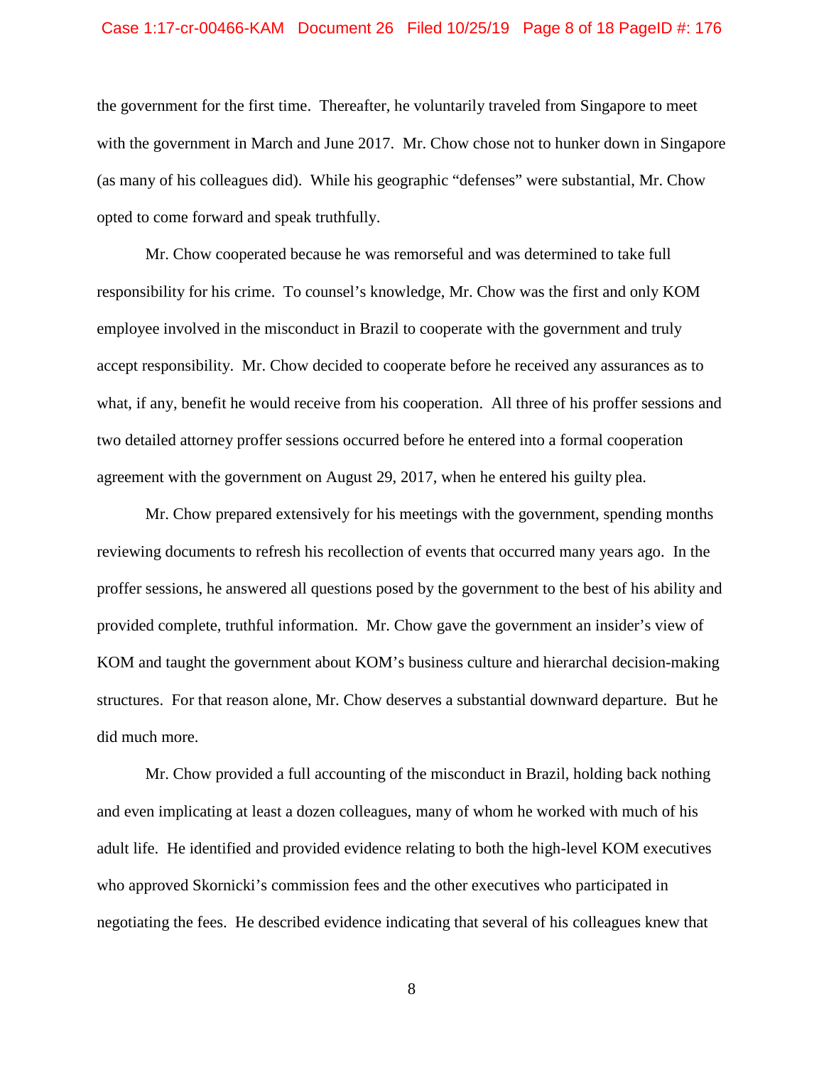the government for the first time. Thereafter, he voluntarily traveled from Singapore to meet with the government in March and June 2017. Mr. Chow chose not to hunker down in Singapore (as many of his colleagues did). While his geographic "defenses" were substantial, Mr. Chow opted to come forward and speak truthfully.

Mr. Chow cooperated because he was remorseful and was determined to take full responsibility for his crime. To counsel's knowledge, Mr. Chow was the first and only KOM employee involved in the misconduct in Brazil to cooperate with the government and truly accept responsibility. Mr. Chow decided to cooperate before he received any assurances as to what, if any, benefit he would receive from his cooperation. All three of his proffer sessions and two detailed attorney proffer sessions occurred before he entered into a formal cooperation agreement with the government on August 29, 2017, when he entered his guilty plea.

Mr. Chow prepared extensively for his meetings with the government, spending months reviewing documents to refresh his recollection of events that occurred many years ago. In the proffer sessions, he answered all questions posed by the government to the best of his ability and provided complete, truthful information. Mr. Chow gave the government an insider's view of KOM and taught the government about KOM's business culture and hierarchal decision-making structures. For that reason alone, Mr. Chow deserves a substantial downward departure. But he did much more.

Mr. Chow provided a full accounting of the misconduct in Brazil, holding back nothing and even implicating at least a dozen colleagues, many of whom he worked with much of his adult life. He identified and provided evidence relating to both the high-level KOM executives who approved Skornicki's commission fees and the other executives who participated in negotiating the fees. He described evidence indicating that several of his colleagues knew that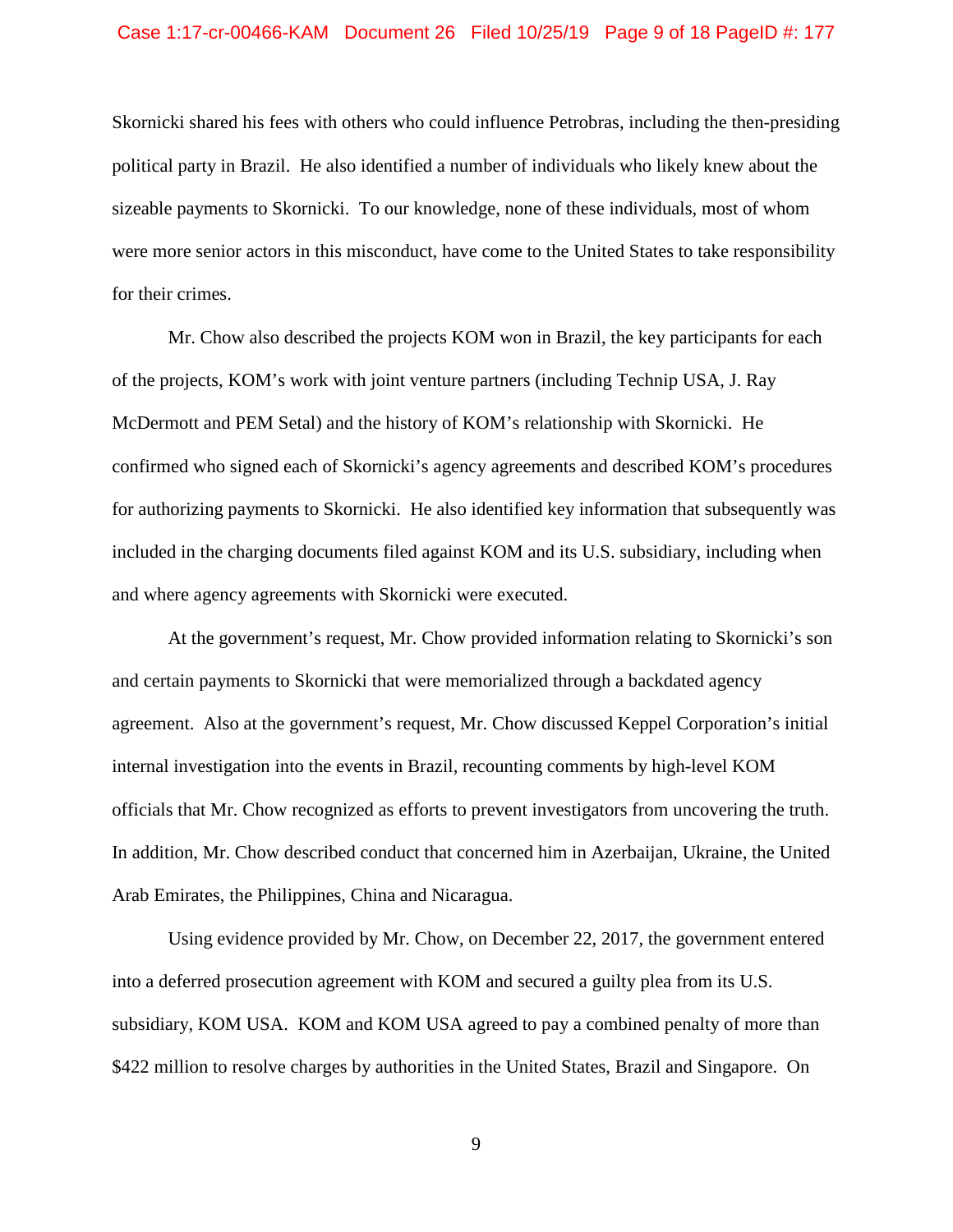Skornicki shared his fees with others who could influence Petrobras, including the then-presiding political party in Brazil. He also identified a number of individuals who likely knew about the sizeable payments to Skornicki. To our knowledge, none of these individuals, most of whom were more senior actors in this misconduct, have come to the United States to take responsibility for their crimes.

Mr. Chow also described the projects KOM won in Brazil, the key participants for each of the projects, KOM's work with joint venture partners (including Technip USA, J. Ray McDermott and PEM Setal) and the history of KOM's relationship with Skornicki. He confirmed who signed each of Skornicki's agency agreements and described KOM's procedures for authorizing payments to Skornicki. He also identified key information that subsequently was included in the charging documents filed against KOM and its U.S. subsidiary, including when and where agency agreements with Skornicki were executed.

At the government's request, Mr. Chow provided information relating to Skornicki's son and certain payments to Skornicki that were memorialized through a backdated agency agreement. Also at the government's request, Mr. Chow discussed Keppel Corporation's initial internal investigation into the events in Brazil, recounting comments by high-level KOM officials that Mr. Chow recognized as efforts to prevent investigators from uncovering the truth. In addition, Mr. Chow described conduct that concerned him in Azerbaijan, Ukraine, the United Arab Emirates, the Philippines, China and Nicaragua.

Using evidence provided by Mr. Chow, on December 22, 2017, the government entered into a deferred prosecution agreement with KOM and secured a guilty plea from its U.S. subsidiary, KOM USA. KOM and KOM USA agreed to pay a combined penalty of more than $422 million to resolve charges by authorities in the United States, Brazil and Singapore. On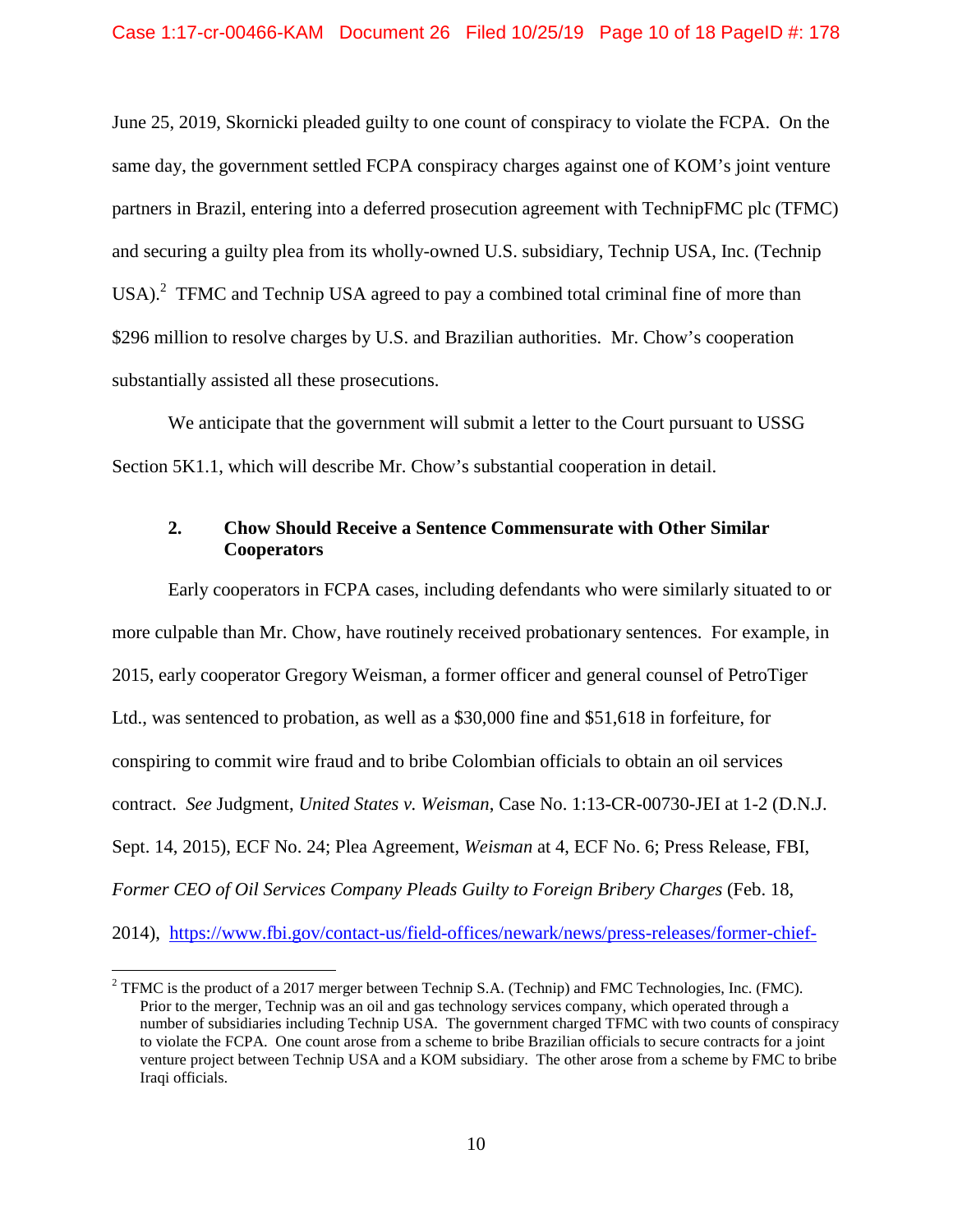June 25, 2019, Skornicki pleaded guilty to one count of conspiracy to violate the FCPA. On the same day, the government settled FCPA conspiracy charges against one of KOM's joint venture partners in Brazil, entering into a deferred prosecution agreement with TechnipFMC plc (TFMC) and securing a guilty plea from its wholly-owned U.S. subsidiary, Technip USA, Inc. (Technip USA).[2] TFMC and Technip USA agreed to pay a combined total criminal fine of more than $296 million to resolve charges by U.S. and Brazilian authorities. Mr. Chow's cooperation substantially assisted all these prosecutions.

We anticipate that the government will submit a letter to the Court pursuant to USSG Section 5K1.1, which will describe Mr. Chow's substantial cooperation in detail.

### 2. Chow Should Receive a Sentence Commensurate with Other Similar Cooperators

Early cooperators in FCPA cases, including defendants who were similarly situated to or more culpable than Mr. Chow, have routinely received probationary sentences. For example, in 2015, early cooperator Gregory Weisman, a former officer and general counsel of PetroTiger Ltd., was sentenced to probation, as well as a $30,000 fine and $51,618 in forfeiture, for conspiring to commit wire fraud and to bribe Colombian officials to obtain an oil services contract. *See* Judgment, *United States v. Weisman*, Case No. 1:13-CR-00730-JEI at 1-2 (D.N.J. Sept. 14, 2015), ECF No. 24; Plea Agreement, *Weisman* at 4, ECF No. 6; Press Release, FBI, *Former CEO of Oil Services Company Pleads Guilty to Foreign Bribery Charges* (Feb. 18, 2014), https://www.fbi.gov/contact-us/field-offices/newark/news/press-releases/former-chief-

---

[2] TFMC is the product of a 2017 merger between Technip S.A. (Technip) and FMC Technologies, Inc. (FMC). Prior to the merger, Technip was an oil and gas technology services company, which operated through a number of subsidiaries including Technip USA. The government charged TFMC with two counts of conspiracy to violate the FCPA. One count arose from a scheme to bribe Brazilian officials to secure contracts for a joint venture project between Technip USA and a KOM subsidiary. The other arose from a scheme by FMC to bribe Iraqi officials.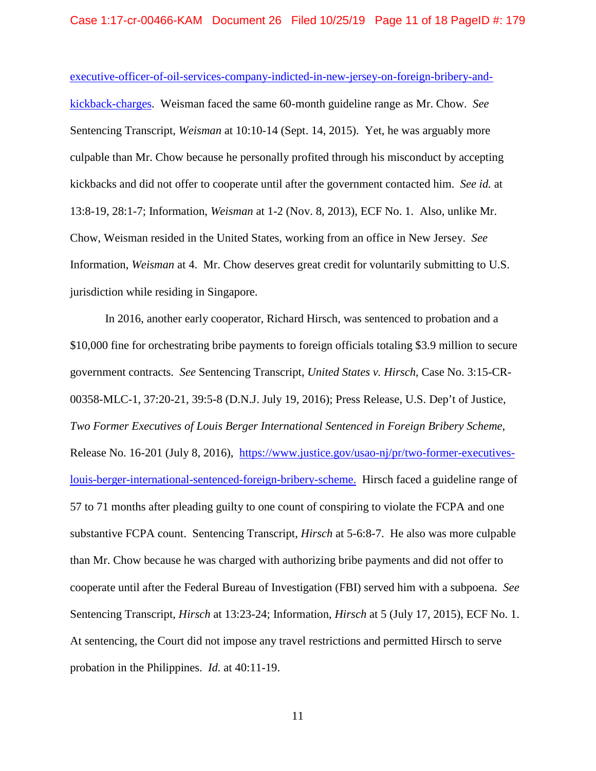executive-officer-of-oil-services-company-indicted-in-new-jersey-on-foreign-bribery-and-kickback-charges. Weisman faced the same 60-month guideline range as Mr. Chow. *See* Sentencing Transcript, *Weisman* at 10:10-14 (Sept. 14, 2015). Yet, he was arguably more culpable than Mr. Chow because he personally profited through his misconduct by accepting kickbacks and did not offer to cooperate until after the government contacted him. *See id.* at 13:8-19, 28:1-7; Information, *Weisman* at 1-2 (Nov. 8, 2013), ECF No. 1. Also, unlike Mr. Chow, Weisman resided in the United States, working from an office in New Jersey. *See* Information, *Weisman* at 4. Mr. Chow deserves great credit for voluntarily submitting to U.S. jurisdiction while residing in Singapore.

In 2016, another early cooperator, Richard Hirsch, was sentenced to probation and a $10,000 fine for orchestrating bribe payments to foreign officials totaling $3.9 million to secure government contracts. *See* Sentencing Transcript, *United States v. Hirsch*, Case No. 3:15-CR-00358-MLC-1, 37:20-21, 39:5-8 (D.N.J. July 19, 2016); Press Release, U.S. Dep't of Justice, *Two Former Executives of Louis Berger International Sentenced in Foreign Bribery Scheme*, Release No. 16-201 (July 8, 2016), https://www.justice.gov/usao-nj/pr/two-former-executives-louis-berger-international-sentenced-foreign-bribery-scheme. Hirsch faced a guideline range of 57 to 71 months after pleading guilty to one count of conspiring to violate the FCPA and one substantive FCPA count. Sentencing Transcript, *Hirsch* at 5-6:8-7. He also was more culpable than Mr. Chow because he was charged with authorizing bribe payments and did not offer to cooperate until after the Federal Bureau of Investigation (FBI) served him with a subpoena. *See* Sentencing Transcript, *Hirsch* at 13:23-24; Information, *Hirsch* at 5 (July 17, 2015), ECF No. 1. At sentencing, the Court did not impose any travel restrictions and permitted Hirsch to serve probation in the Philippines. *Id.* at 40:11-19.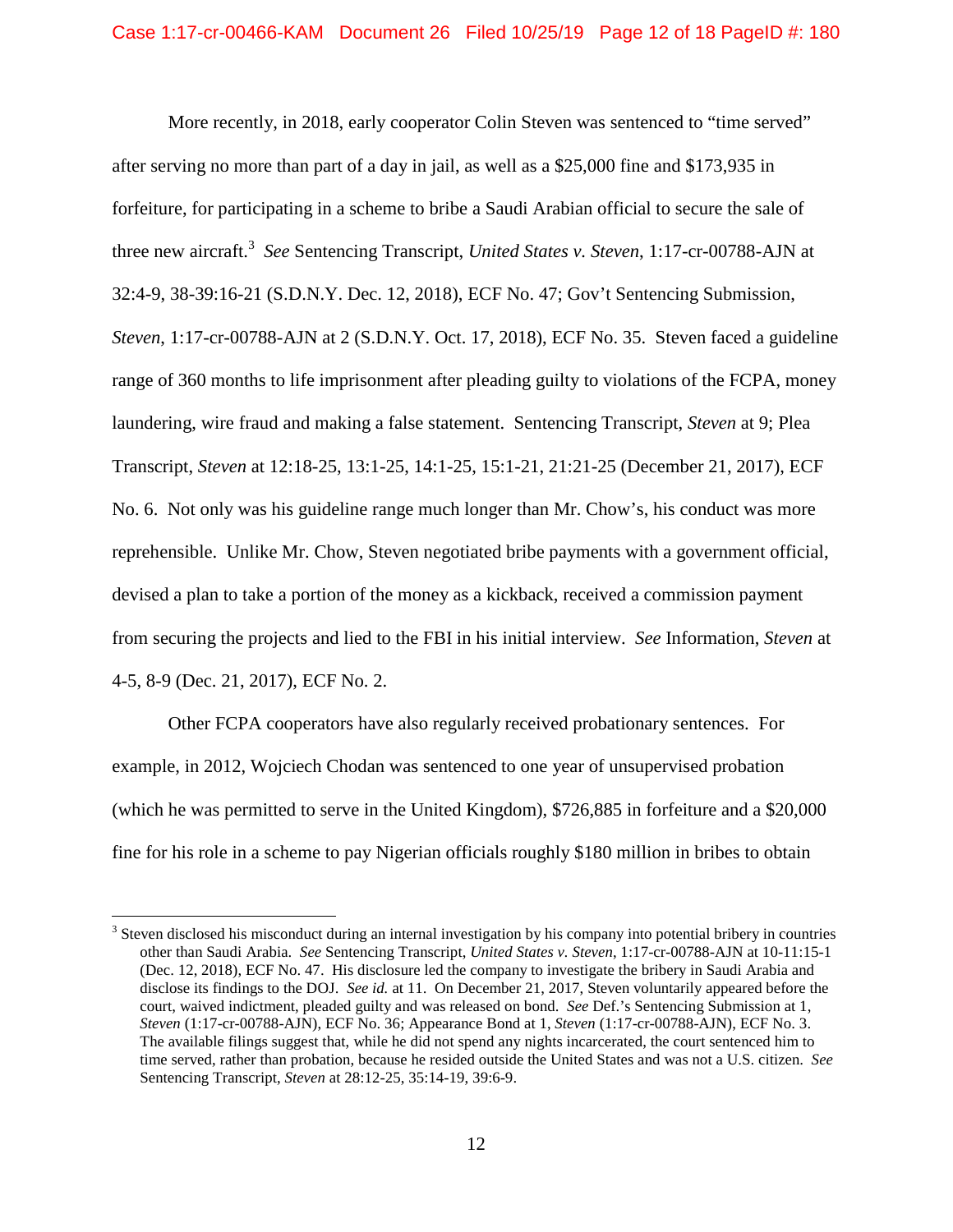More recently, in 2018, early cooperator Colin Steven was sentenced to "time served" after serving no more than part of a day in jail, as well as a $25,000 fine and $173,935 in forfeiture, for participating in a scheme to bribe a Saudi Arabian official to secure the sale of three new aircraft.[3] *See* Sentencing Transcript, *United States v. Steven*, 1:17-cr-00788-AJN at 32:4-9, 38-39:16-21 (S.D.N.Y. Dec. 12, 2018), ECF No. 47; Gov't Sentencing Submission, *Steven*, 1:17-cr-00788-AJN at 2 (S.D.N.Y. Oct. 17, 2018), ECF No. 35. Steven faced a guideline range of 360 months to life imprisonment after pleading guilty to violations of the FCPA, money laundering, wire fraud and making a false statement. Sentencing Transcript, *Steven* at 9; Plea Transcript, *Steven* at 12:18-25, 13:1-25, 14:1-25, 15:1-21, 21:21-25 (December 21, 2017), ECF No. 6. Not only was his guideline range much longer than Mr. Chow's, his conduct was more reprehensible. Unlike Mr. Chow, Steven negotiated bribe payments with a government official, devised a plan to take a portion of the money as a kickback, received a commission payment from securing the projects and lied to the FBI in his initial interview. *See* Information, *Steven* at 4-5, 8-9 (Dec. 21, 2017), ECF No. 2.

Other FCPA cooperators have also regularly received probationary sentences. For example, in 2012, Wojciech Chodan was sentenced to one year of unsupervised probation (which he was permitted to serve in the United Kingdom), $726,885 in forfeiture and a $20,000 fine for his role in a scheme to pay Nigerian officials roughly $180 million in bribes to obtain

---

[3] Steven disclosed his misconduct during an internal investigation by his company into potential bribery in countries other than Saudi Arabia. *See* Sentencing Transcript, *United States v. Steven*, 1:17-cr-00788-AJN at 10-11:15-1 (Dec. 12, 2018), ECF No. 47. His disclosure led the company to investigate the bribery in Saudi Arabia and disclose its findings to the DOJ. *See id.* at 11. On December 21, 2017, Steven voluntarily appeared before the court, waived indictment, pleaded guilty and was released on bond. *See* Def.'s Sentencing Submission at 1, *Steven* (1:17-cr-00788-AJN), ECF No. 36; Appearance Bond at 1, *Steven* (1:17-cr-00788-AJN), ECF No. 3. The available filings suggest that, while he did not spend any nights incarcerated, the court sentenced him to time served, rather than probation, because he resided outside the United States and was not a U.S. citizen. *See* Sentencing Transcript, *Steven* at 28:12-25, 35:14-19, 39:6-9.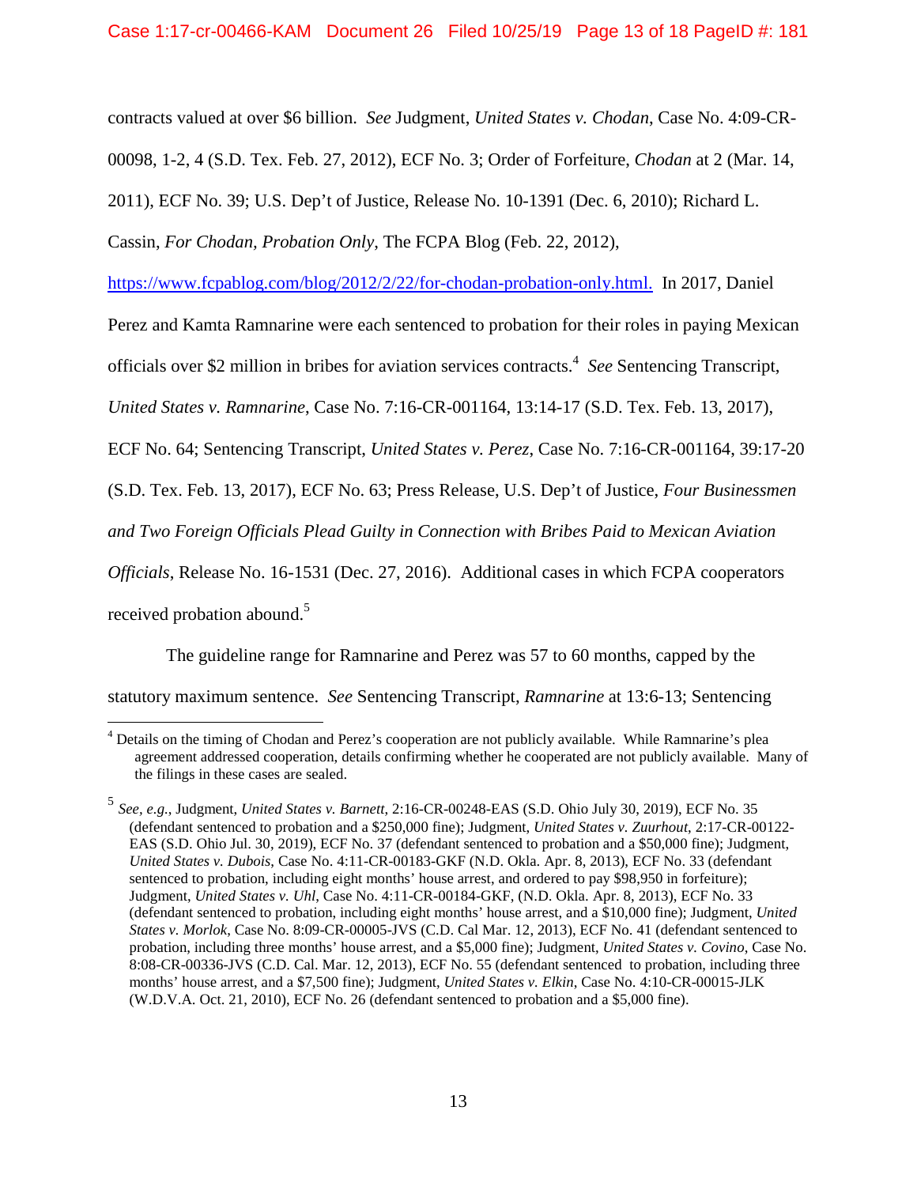contracts valued at over $6 billion. *See* Judgment, *United States v. Chodan*, Case No. 4:09-CR-00098, 1-2, 4 (S.D. Tex. Feb. 27, 2012), ECF No. 3; Order of Forfeiture, *Chodan* at 2 (Mar. 14, 2011), ECF No. 39; U.S. Dep't of Justice, Release No. 10-1391 (Dec. 6, 2010); Richard L. Cassin, *For Chodan, Probation Only*, The FCPA Blog (Feb. 22, 2012), [https://www.fcpablog.com/blog/2012/2/22/for-chodan-probation-only.html.](https://www.fcpablog.com/blog/2012/2/22/for-chodan-probation-only.html) In 2017, Daniel Perez and Kamta Ramnarine were each sentenced to probation for their roles in paying Mexican officials over $2 million in bribes for aviation services contracts.[4] *See* Sentencing Transcript, *United States v. Ramnarine*, Case No. 7:16-CR-001164, 13:14-17 (S.D. Tex. Feb. 13, 2017), ECF No. 64; Sentencing Transcript, *United States v. Perez*, Case No. 7:16-CR-001164, 39:17-20 (S.D. Tex. Feb. 13, 2017), ECF No. 63; Press Release, U.S. Dep't of Justice, *Four Businessmen and Two Foreign Officials Plead Guilty in Connection with Bribes Paid to Mexican Aviation Officials*, Release No. 16-1531 (Dec. 27, 2016). Additional cases in which FCPA cooperators received probation abound.[5]

The guideline range for Ramnarine and Perez was 57 to 60 months, capped by the statutory maximum sentence. *See* Sentencing Transcript, *Ramnarine* at 13:6-13; Sentencing

---

[4] Details on the timing of Chodan and Perez's cooperation are not publicly available. While Ramnarine's plea agreement addressed cooperation, details confirming whether he cooperated are not publicly available. Many of the filings in these cases are sealed.

[5] *See, e.g.*, Judgment, *United States v. Barnett*, 2:16-CR-00248-EAS (S.D. Ohio July 30, 2019), ECF No. 35 (defendant sentenced to probation and a $250,000 fine); Judgment, *United States v. Zuurhout*, 2:17-CR-00122-EAS (S.D. Ohio Jul. 30, 2019), ECF No. 37 (defendant sentenced to probation and a $50,000 fine); Judgment, *United States v. Dubois*, Case No. 4:11-CR-00183-GKF (N.D. Okla. Apr. 8, 2013), ECF No. 33 (defendant sentenced to probation, including eight months' house arrest, and ordered to pay $98,950 in forfeiture); Judgment, *United States v. Uhl*, Case No. 4:11-CR-00184-GKF, (N.D. Okla. Apr. 8, 2013), ECF No. 33 (defendant sentenced to probation, including eight months' house arrest, and a $10,000 fine); Judgment, *United States v. Morlok*, Case No. 8:09-CR-00005-JVS (C.D. Cal Mar. 12, 2013), ECF No. 41 (defendant sentenced to probation, including three months' house arrest, and a $5,000 fine); Judgment, *United States v. Covino*, Case No. 8:08-CR-00336-JVS (C.D. Cal. Mar. 12, 2013), ECF No. 55 (defendant sentenced to probation, including three months' house arrest, and a $7,500 fine); Judgment, *United States v. Elkin*, Case No. 4:10-CR-00015-JLK (W.D.V.A. Oct. 21, 2010), ECF No. 26 (defendant sentenced to probation and a $5,000 fine).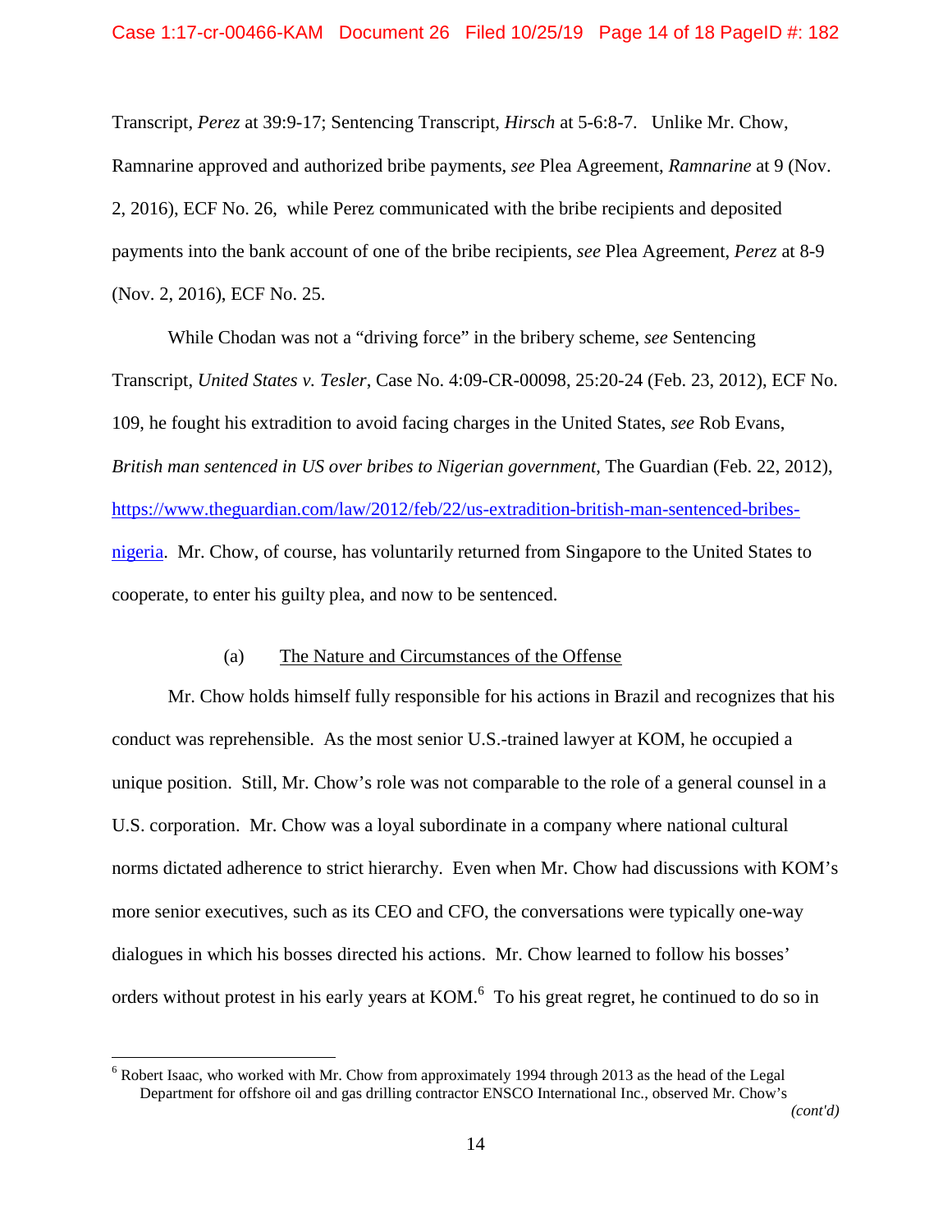Transcript, *Perez* at 39:9-17; Sentencing Transcript, *Hirsch* at 5-6:8-7. Unlike Mr. Chow, Ramnarine approved and authorized bribe payments, *see* Plea Agreement, *Ramnarine* at 9 (Nov. 2, 2016), ECF No. 26, while Perez communicated with the bribe recipients and deposited payments into the bank account of one of the bribe recipients, *see* Plea Agreement, *Perez* at 8-9 (Nov. 2, 2016), ECF No. 25.

While Chodan was not a "driving force" in the bribery scheme, *see* Sentencing Transcript, *United States v. Tesler*, Case No. 4:09-CR-00098, 25:20-24 (Feb. 23, 2012), ECF No. 109, he fought his extradition to avoid facing charges in the United States, *see* Rob Evans, *British man sentenced in US over bribes to Nigerian government*, The Guardian (Feb. 22, 2012), https://www.theguardian.com/law/2012/feb/22/us-extradition-british-man-sentenced-bribes-nigeria. Mr. Chow, of course, has voluntarily returned from Singapore to the United States to cooperate, to enter his guilty plea, and now to be sentenced.

(a) The Nature and Circumstances of the Offense

Mr. Chow holds himself fully responsible for his actions in Brazil and recognizes that his conduct was reprehensible. As the most senior U.S.-trained lawyer at KOM, he occupied a unique position. Still, Mr. Chow's role was not comparable to the role of a general counsel in a U.S. corporation. Mr. Chow was a loyal subordinate in a company where national cultural norms dictated adherence to strict hierarchy. Even when Mr. Chow had discussions with KOM's more senior executives, such as its CEO and CFO, the conversations were typically one-way dialogues in which his bosses directed his actions. Mr. Chow learned to follow his bosses' orders without protest in his early years at KOM.[6] To his great regret, he continued to do so in

[6] Robert Isaac, who worked with Mr. Chow from approximately 1994 through 2013 as the head of the Legal Department for offshore oil and gas drilling contractor ENSCO International Inc., observed Mr. Chow's

*(cont'd)*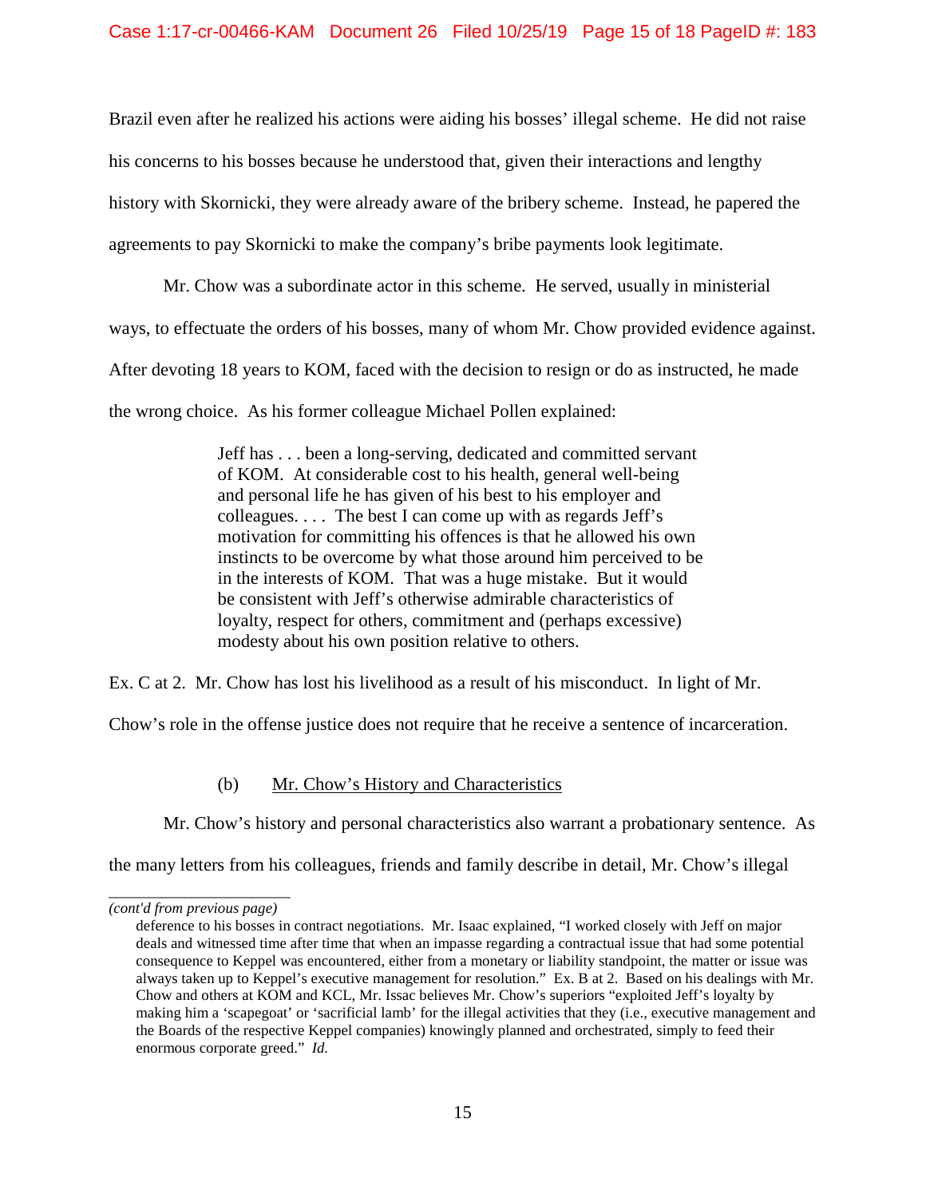Brazil even after he realized his actions were aiding his bosses' illegal scheme. He did not raise his concerns to his bosses because he understood that, given their interactions and lengthy history with Skornicki, they were already aware of the bribery scheme. Instead, he papered the agreements to pay Skornicki to make the company's bribe payments look legitimate.

Mr. Chow was a subordinate actor in this scheme. He served, usually in ministerial ways, to effectuate the orders of his bosses, many of whom Mr. Chow provided evidence against. After devoting 18 years to KOM, faced with the decision to resign or do as instructed, he made the wrong choice. As his former colleague Michael Pollen explained:

> Jeff has . . . been a long-serving, dedicated and committed servant of KOM. At considerable cost to his health, general well-being and personal life he has given of his best to his employer and colleagues. . . . The best I can come up with as regards Jeff's motivation for committing his offences is that he allowed his own instincts to be overcome by what those around him perceived to be in the interests of KOM. That was a huge mistake. But it would be consistent with Jeff's otherwise admirable characteristics of loyalty, respect for others, commitment and (perhaps excessive) modesty about his own position relative to others.

Ex. C at 2. Mr. Chow has lost his livelihood as a result of his misconduct. In light of Mr. Chow's role in the offense justice does not require that he receive a sentence of incarceration.

(b) Mr. Chow's History and Characteristics

Mr. Chow's history and personal characteristics also warrant a probationary sentence. As the many letters from his colleagues, friends and family describe in detail, Mr. Chow's illegal

---

*(cont'd from previous page)*

deference to his bosses in contract negotiations. Mr. Isaac explained, "I worked closely with Jeff on major deals and witnessed time after time that when an impasse regarding a contractual issue that had some potential consequence to Keppel was encountered, either from a monetary or liability standpoint, the matter or issue was always taken up to Keppel's executive management for resolution." Ex. B at 2. Based on his dealings with Mr. Chow and others at KOM and KCL, Mr. Issac believes Mr. Chow's superiors "exploited Jeff's loyalty by making him a 'scapegoat' or 'sacrificial lamb' for the illegal activities that they (i.e., executive management and the Boards of the respective Keppel companies) knowingly planned and orchestrated, simply to feed their enormous corporate greed." *Id.*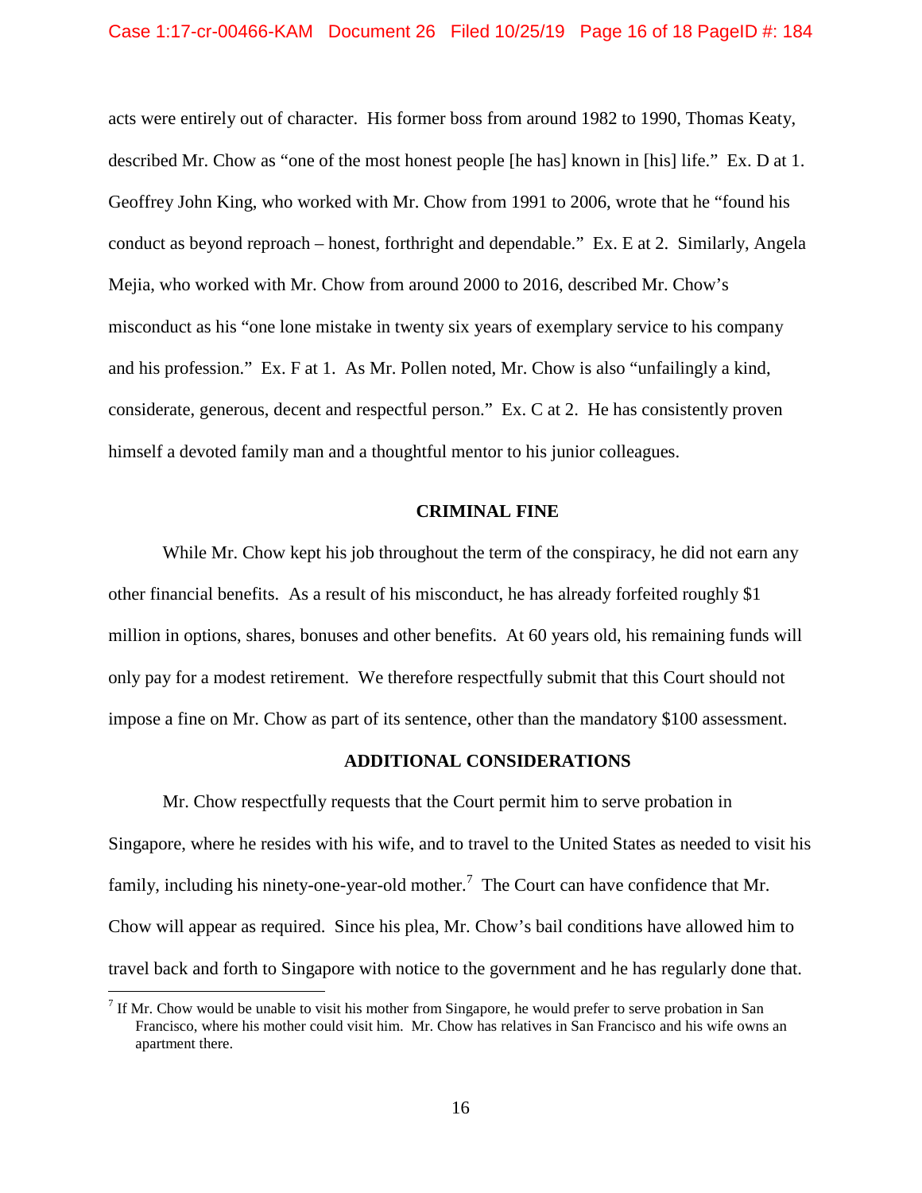acts were entirely out of character. His former boss from around 1982 to 1990, Thomas Keaty, described Mr. Chow as "one of the most honest people [he has] known in [his] life." Ex. D at 1. Geoffrey John King, who worked with Mr. Chow from 1991 to 2006, wrote that he "found his conduct as beyond reproach – honest, forthright and dependable." Ex. E at 2. Similarly, Angela Mejia, who worked with Mr. Chow from around 2000 to 2016, described Mr. Chow's misconduct as his "one lone mistake in twenty six years of exemplary service to his company and his profession." Ex. F at 1. As Mr. Pollen noted, Mr. Chow is also "unfailingly a kind, considerate, generous, decent and respectful person." Ex. C at 2. He has consistently proven himself a devoted family man and a thoughtful mentor to his junior colleagues.

## CRIMINAL FINE

While Mr. Chow kept his job throughout the term of the conspiracy, he did not earn any other financial benefits. As a result of his misconduct, he has already forfeited roughly $1 million in options, shares, bonuses and other benefits. At 60 years old, his remaining funds will only pay for a modest retirement. We therefore respectfully submit that this Court should not impose a fine on Mr. Chow as part of its sentence, other than the mandatory $100 assessment.

## ADDITIONAL CONSIDERATIONS

Mr. Chow respectfully requests that the Court permit him to serve probation in Singapore, where he resides with his wife, and to travel to the United States as needed to visit his family, including his ninety-one-year-old mother.[7] The Court can have confidence that Mr. Chow will appear as required. Since his plea, Mr. Chow's bail conditions have allowed him to travel back and forth to Singapore with notice to the government and he has regularly done that.

[7] If Mr. Chow would be unable to visit his mother from Singapore, he would prefer to serve probation in San Francisco, where his mother could visit him. Mr. Chow has relatives in San Francisco and his wife owns an apartment there.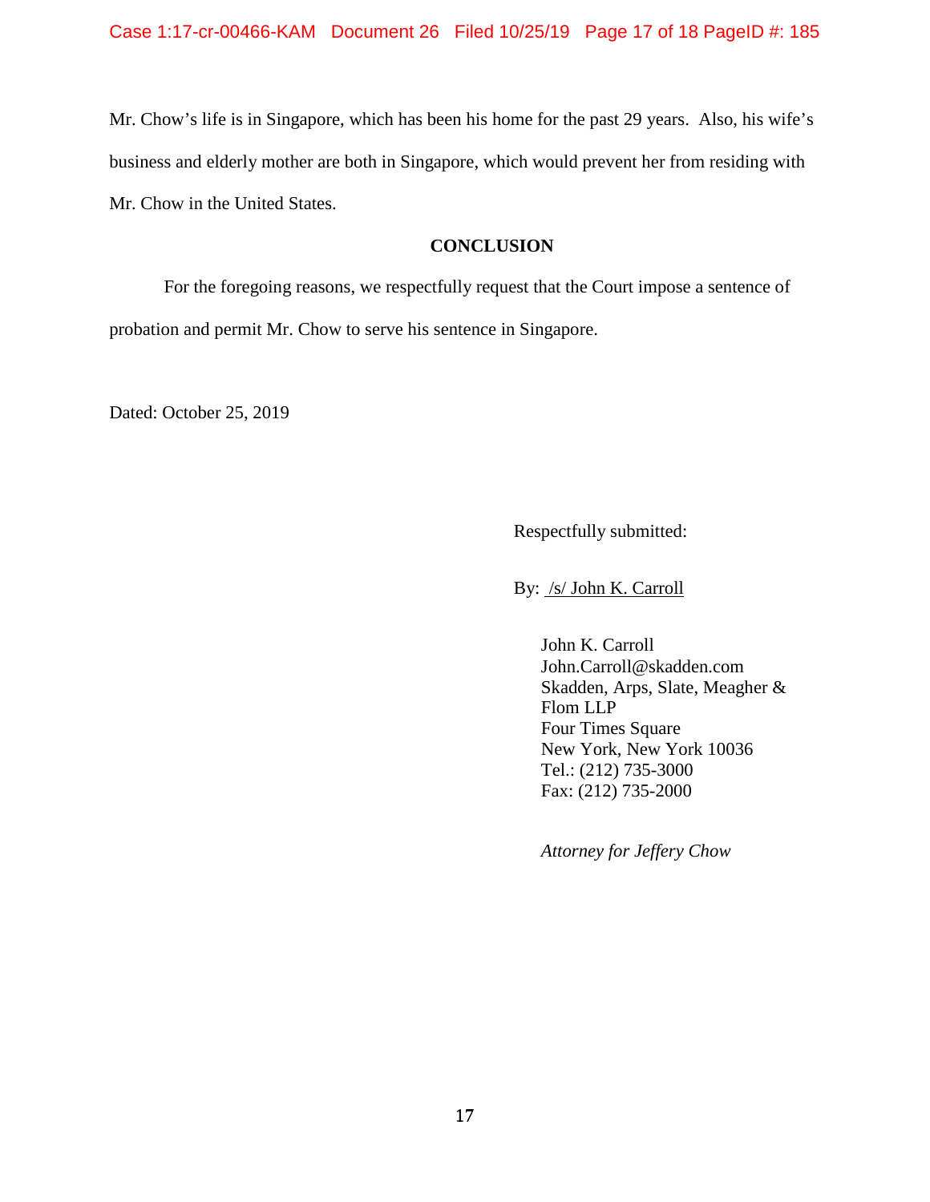Mr. Chow's life is in Singapore, which has been his home for the past 29 years. Also, his wife's business and elderly mother are both in Singapore, which would prevent her from residing with Mr. Chow in the United States.

## CONCLUSION

For the foregoing reasons, we respectfully request that the Court impose a sentence of probation and permit Mr. Chow to serve his sentence in Singapore.

Dated: October 25, 2019

Respectfully submitted:

By: /s/ John K. Carroll

John K. Carroll
John.Carroll@skadden.com
Skadden, Arps, Slate, Meagher & Flom LLP
Four Times Square
New York, New York 10036
Tel.: (212) 735-3000
Fax: (212) 735-2000

*Attorney for Jeffery Chow*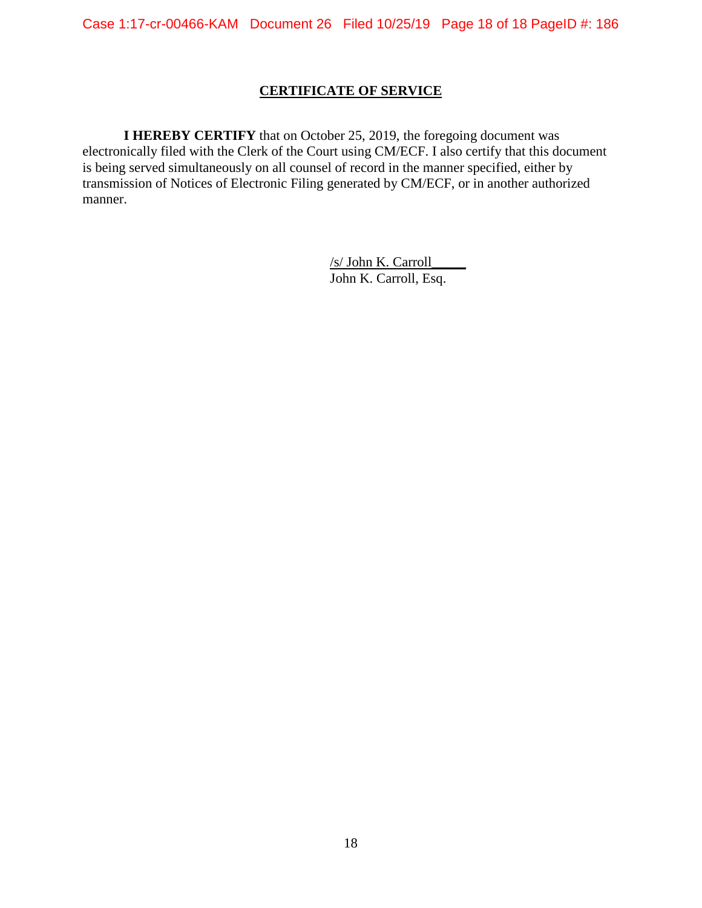## CERTIFICATE OF SERVICE

**I HEREBY CERTIFY** that on October 25, 2019, the foregoing document was electronically filed with the Clerk of the Court using CM/ECF. I also certify that this document is being served simultaneously on all counsel of record in the manner specified, either by transmission of Notices of Electronic Filing generated by CM/ECF, or in another authorized manner.

/s/ John K. Carroll_____
John K. Carroll, Esq.